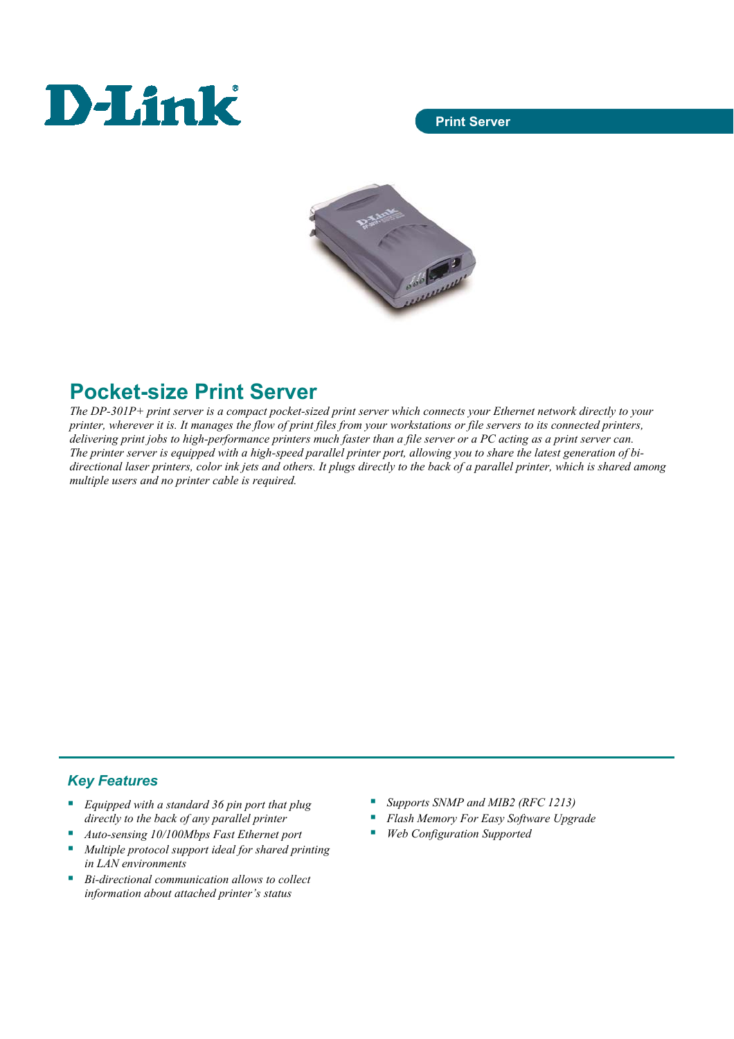D-Link

Print Server

## Pocket-size Print Server

*The DP-301P+ print server is a compact pocket-sized print server which connects your Ethernet network directly to your printer, wherever it is. It manages the flow of print files from your workstations or file servers to its connected printers, delivering print jobs to high-performance printers much faster than a file server or a PC acting as a print server can. The printer server is equipped with a high-speed parallel printer port, allowing you to share the latest generation of bi-directional laser printers, color ink jets and others. It plugs directly to the back of a parallel printer, which is shared among multiple users and no printer cable is required.*

### *Key Features*

- *Equipped with a standard 36 pin port that plug directly to the back of any parallel printer*
- *Auto-sensing 10/100Mbps Fast Ethernet port*
- *Multiple protocol support ideal for shared printing in LAN environments*
- *Bi-directional communication allows to collect information about attached printer's status*
- *Supports SNMP and MIB2 (RFC 1213)*
- *Flash Memory For Easy Software Upgrade*
- *Web Configuration Supported*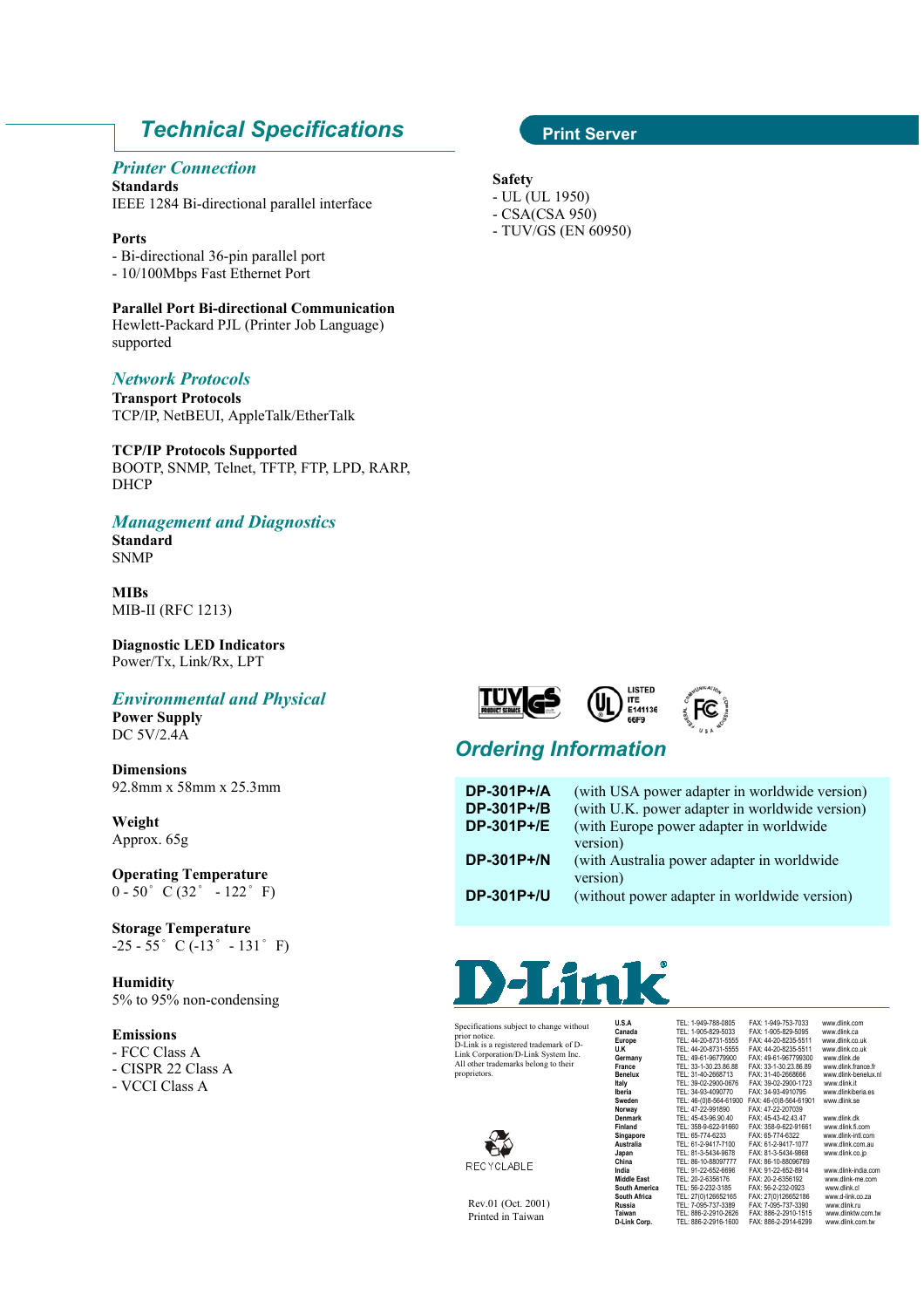# Technical Specifications

## Print Server

### Printer Connection

**Standards**
IEEE 1284 Bi-directional parallel interface

**Ports**
- Bi-directional 36-pin parallel port
- 10/100Mbps Fast Ethernet Port

**Parallel Port Bi-directional Communication**
Hewlett-Packard PJL (Printer Job Language) supported

### Network Protocols

**Transport Protocols**
TCP/IP, NetBEUI, AppleTalk/EtherTalk

**TCP/IP Protocols Supported**
BOOTP, SNMP, Telnet, TFTP, FTP, LPD, RARP, DHCP

### Management and Diagnostics

**Standard**
SNMP

**MIBs**
MIB-II (RFC 1213)

**Diagnostic LED Indicators**
Power/Tx, Link/Rx, LPT

### Environmental and Physical

**Power Supply**
DC 5V/2.4A

**Dimensions**
92.8mm x 58mm x 25.3mm

**Weight**
Approx. 65g

**Operating Temperature**
0 - 50° C (32° - 122° F)

**Storage Temperature**
-25 - 55° C (-13° - 131° F)

**Humidity**
5% to 95% non-condensing

**Emissions**
- FCC Class A
- CISPR 22 Class A
- VCCI Class A

**Safety**
- UL (UL 1950)
- CSA(CSA 950)
- TUV/GS (EN 60950)

LISTED ITE E141136 66F9

## Ordering Information

| | |
|---|---|
| **DP-301P+/A** | (with USA power adapter in worldwide version) |
| **DP-301P+/B** | (with U.K. power adapter in worldwide version) |
| **DP-301P+/E** | (with Europe power adapter in worldwide version) |
| **DP-301P+/N** | (with Australia power adapter in worldwide version) |
| **DP-301P+/U** | (without power adapter in worldwide version) |

D-Link

Specifications subject to change without prior notice.
D-Link is a registered trademark of D-Link Corporation/D-Link System Inc.
All other trademarks belong to their proprietors.

| | | | |
|---|---|---|---|
| U.S.A | TEL: 1-949-788-0805 | FAX: 1-949-753-7033 | www.dlink.com |
| Canada | TEL: 1-905-829-5033 | FAX: 1-905-829-5095 | www.dlink.ca |
| Europe | TEL: 44-20-8731-5555 | FAX: 44-20-8235-5511 | www.dlink.co.uk |
| U.K | TEL: 44-20-8731-5555 | FAX: 44-20-8235-5511 | www.dlink.co.uk |
| Germany | TEL: 49-61-96779900 | FAX: 49-61-967799300 | www.dlink.de |
| France | TEL: 33-1-30.23.86.88 | FAX: 33-1-30.23.86.89 | www.dlink.france.fr |
| Benelux | TEL: 31-40-2668713 | FAX: 31-40-2668666 | www.dlink-benelux.nl |
| Italy | TEL: 39-02-2900-0676 | FAX: 39-02-2900-1723 | www.dlink.it |
| Iberia | TEL: 34-93-4090770 | FAX: 34-93-4910795 | www.dlinkiberia.es |
| Sweden | TEL: 46-(0)8-564-61900 | FAX: 46-(0)8-564-61901 | www.dlink.se |
| Norway | TEL: 47-22-991890 | FAX: 47-22-207039 | |
| Denmark | TEL: 45-43-96.90.40 | FAX: 45-43-42.43.47 | www.dlink.dk |
| Finland | TEL: 358-9-622-91660 | FAX: 358-9-622-91661 | www.dlink.fi.com |
| Singapore | TEL: 65-774-6233 | FAX: 65-774-6322 | www.dlink-intl.com |
| Australia | TEL: 61-2-9417-7100 | FAX: 61-2-9417-1077 | www.dlink.com.au |
| Japan | TEL: 81-3-5434-9678 | FAX: 81-3-5434-9868 | www.dlink.co.jp |
| China | TEL: 86-10-88097777 | FAX: 86-10-88096789 | |
| India | TEL: 91-22-652-6696 | FAX: 91-22-652-8914 | www.dlink-india.com |
| Middle East | TEL: 20-2-6356176 | FAX: 20-2-6356192 | www.dlink-me.com |
| South America | TEL: 56-2-232-3185 | FAX: 56-2-232-0923 | www.dlink.cl |
| South Africa | TEL: 27(0)126652165 | FAX: 27(0)126652186 | www.d-link.co.za |
| Russia | TEL: 7-095-737-3389 | FAX: 7-095-737-3390 | www.dlink.ru |
| Taiwan | TEL: 886-2-2910-2626 | FAX: 886-2-2910-1515 | www.dlinktw.com.tw |
| D-Link Corp. | TEL: 886-2-2916-1600 | FAX: 886-2-2914-6299 | www.dlink.com.tw |

RECYCLABLE

Rev.01 (Oct. 2001)
Printed in Taiwan